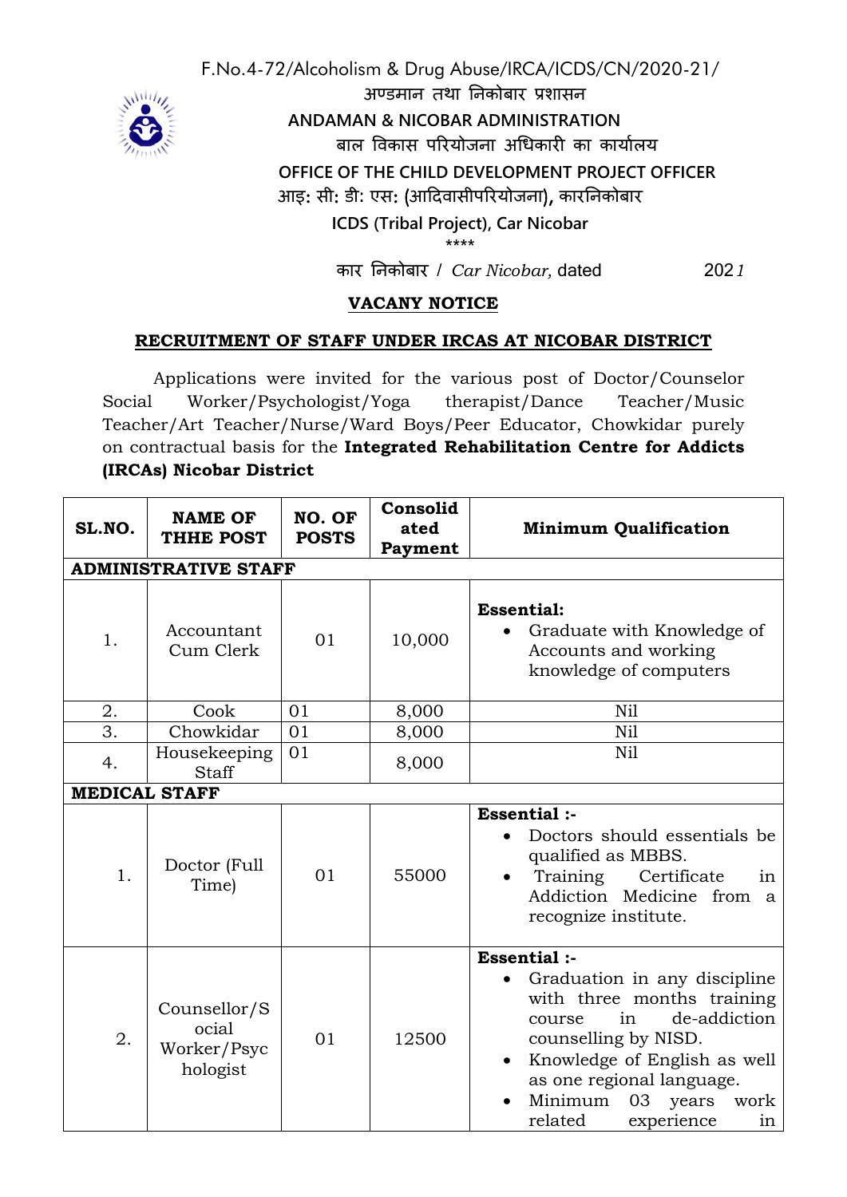F.No.4-72/Alcoholism & Drug Abuse/IRCA/ICDS/CN/2020-21/

अण्डमान तथा निकोबार प्रशासन

**ANDAMAN & NICOBAR ADMINISTRATION**

बाल विकास परियोजना अधिकारी का कार्यालय

**OFFICE OF THE CHILD DEVELOPMENT PROJECT OFFICER**

आइ: सी: डी: एस: (आदिवासीपरियोजना), कारनिकोबार

**ICDS (Tribal Project), Car Nicobar**

\*\*\*\*

कार निकोबार / *Car Nicobar,* dated 202*1*

## VACANY NOTICE

## RECRUITMENT OF STAFF UNDER IRCAS AT NICOBAR DISTRICT

Applications were invited for the various post of Doctor/Counselor Social Worker/Psychologist/Yoga therapist/Dance Teacher/Music Teacher/Art Teacher/Nurse/Ward Boys/Peer Educator, Chowkidar purely on contractual basis for the **Integrated Rehabilitation Centre for Addicts (IRCAs) Nicobar District**

| SL.NO. | NAME OF THHE POST | NO. OF POSTS | Consolidated Payment | Minimum Qualification |
|---|---|---|---|---|
| **ADMINISTRATIVE STAFF** | | | | |
| 1. | Accountant Cum Clerk | 01 | 10,000 | **Essential:** <br>• Graduate with Knowledge of Accounts and working knowledge of computers |
| 2. | Cook | 01 | 8,000 | Nil |
| 3. | Chowkidar | 01 | 8,000 | Nil |
| 4. | Housekeeping Staff | 01 | 8,000 | Nil |
| **MEDICAL STAFF** | | | | |
| 1. | Doctor (Full Time) | 01 | 55000 | **Essential :-** <br>• Doctors should essentials be qualified as MBBS. <br>• Training Certificate in Addiction Medicine from a recognize institute. |
| 2. | Counsellor/Social Worker/Psychologist | 01 | 12500 | **Essential :-** <br>• Graduation in any discipline with three months training course in de-addiction counselling by NISD. <br>• Knowledge of English as well as one regional language. <br>• Minimum 03 years work related experience in |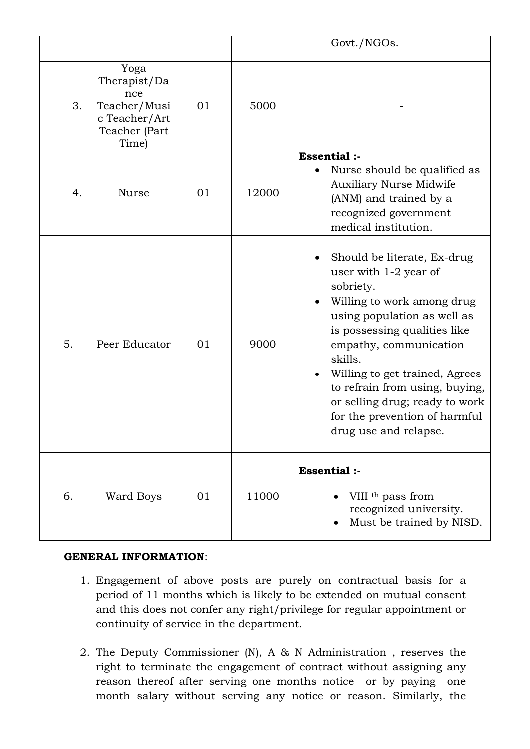| | | | | |
|---|---|---|---|---|
| | | | | Govt./NGOs. |
| 3. | Yoga Therapist/Dance Teacher/Music Teacher/Art Teacher (Part Time) | 01 | 5000 | - |
| 4. | Nurse | 01 | 12000 | **Essential :-** <br>• Nurse should be qualified as Auxiliary Nurse Midwife (ANM) and trained by a recognized government medical institution. |
| 5. | Peer Educator | 01 | 9000 | • Should be literate, Ex-drug user with 1-2 year of sobriety.<br>• Willing to work among drug using population as well as is possessing qualities like empathy, communication skills.<br>• Willing to get trained, Agrees to refrain from using, buying, or selling drug; ready to work for the prevention of harmful drug use and relapse. |
| 6. | Ward Boys | 01 | 11000 | **Essential :-** <br>• VIII th pass from recognized university.<br>• Must be trained by NISD. |

**GENERAL INFORMATION**:

1. Engagement of above posts are purely on contractual basis for a period of 11 months which is likely to be extended on mutual consent and this does not confer any right/privilege for regular appointment or continuity of service in the department.

2. The Deputy Commissioner (N), A & N Administration , reserves the right to terminate the engagement of contract without assigning any reason thereof after serving one months notice or by paying one month salary without serving any notice or reason. Similarly, the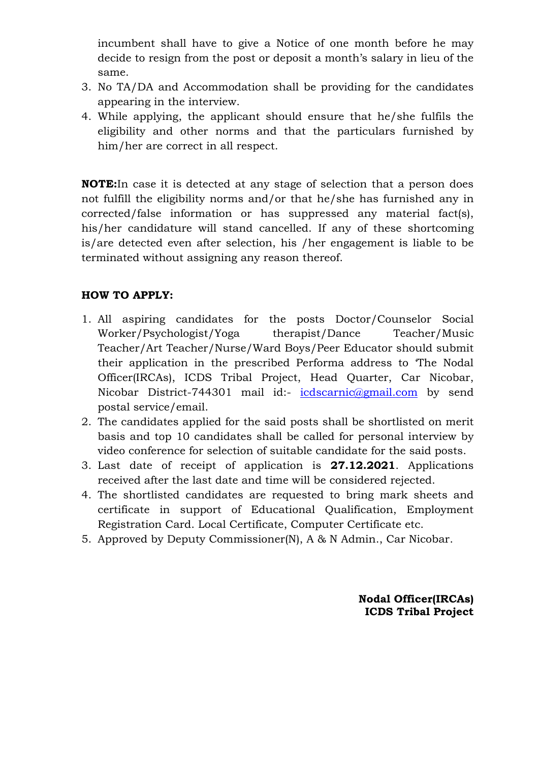incumbent shall have to give a Notice of one month before he may decide to resign from the post or deposit a month's salary in lieu of the same.

3. No TA/DA and Accommodation shall be providing for the candidates appearing in the interview.
4. While applying, the applicant should ensure that he/she fulfils the eligibility and other norms and that the particulars furnished by him/her are correct in all respect.

**NOTE:**In case it is detected at any stage of selection that a person does not fulfill the eligibility norms and/or that he/she has furnished any in corrected/false information or has suppressed any material fact(s), his/her candidature will stand cancelled. If any of these shortcoming is/are detected even after selection, his /her engagement is liable to be terminated without assigning any reason thereof.

**HOW TO APPLY:**

1. All aspiring candidates for the posts Doctor/Counselor Social Worker/Psychologist/Yoga therapist/Dance Teacher/Music Teacher/Art Teacher/Nurse/Ward Boys/Peer Educator should submit their application in the prescribed Performa address to 'The Nodal Officer(IRCAs), ICDS Tribal Project, Head Quarter, Car Nicobar, Nicobar District-744301 mail id:- icdscarnic@gmail.com by send postal service/email.
2. The candidates applied for the said posts shall be shortlisted on merit basis and top 10 candidates shall be called for personal interview by video conference for selection of suitable candidate for the said posts.
3. Last date of receipt of application is **27.12.2021**. Applications received after the last date and time will be considered rejected.
4. The shortlisted candidates are requested to bring mark sheets and certificate in support of Educational Qualification, Employment Registration Card. Local Certificate, Computer Certificate etc.
5. Approved by Deputy Commissioner(N), A & N Admin., Car Nicobar.

**Nodal Officer(IRCAs)**
**ICDS Tribal Project**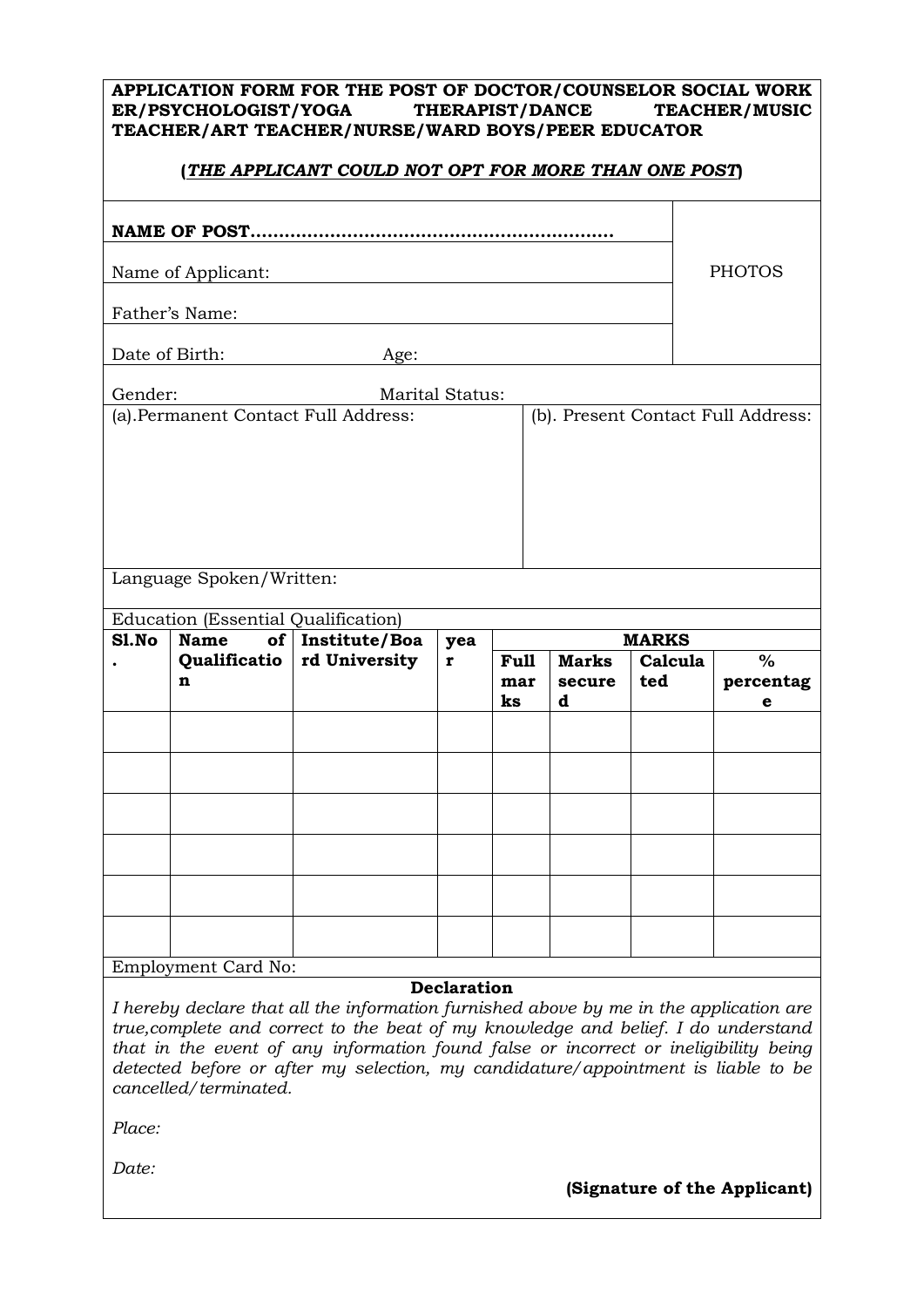**APPLICATION FORM FOR THE POST OF DOCTOR/COUNSELOR SOCIAL WORKER/PSYCHOLOGIST/YOGA THERAPIST/DANCE TEACHER/MUSIC TEACHER/ART TEACHER/NURSE/WARD BOYS/PEER EDUCATOR**

**(*THE APPLICANT COULD NOT OPT FOR MORE THAN ONE POST*)**

**NAME OF POST………………………………………………………**

PHOTOS

Name of Applicant:

Father's Name:

Date of Birth: Age:

Gender: Marital Status:

(a).Permanent Contact Full Address:

(b). Present Contact Full Address:

Language Spoken/Written:

Education (Essential Qualification)

| Sl.No. | Name of Qualification | Institute/Board University | year | MARKS | | | |
|---|---|---|---|---|---|---|---|
| | | | | Full marks | Marks secured | Calculated | % percentage |
| | | | | | | | |
| | | | | | | | |
| | | | | | | | |
| | | | | | | | |
| | | | | | | | |
| | | | | | | | |

Employment Card No:

**Declaration**

*I hereby declare that all the information furnished above by me in the application are true,complete and correct to the beat of my knowledge and belief. I do understand that in the event of any information found false or incorrect or ineligibility being detected before or after my selection, my candidature/appointment is liable to be cancelled/terminated.*

*Place:*

*Date:*

**(Signature of the Applicant)**